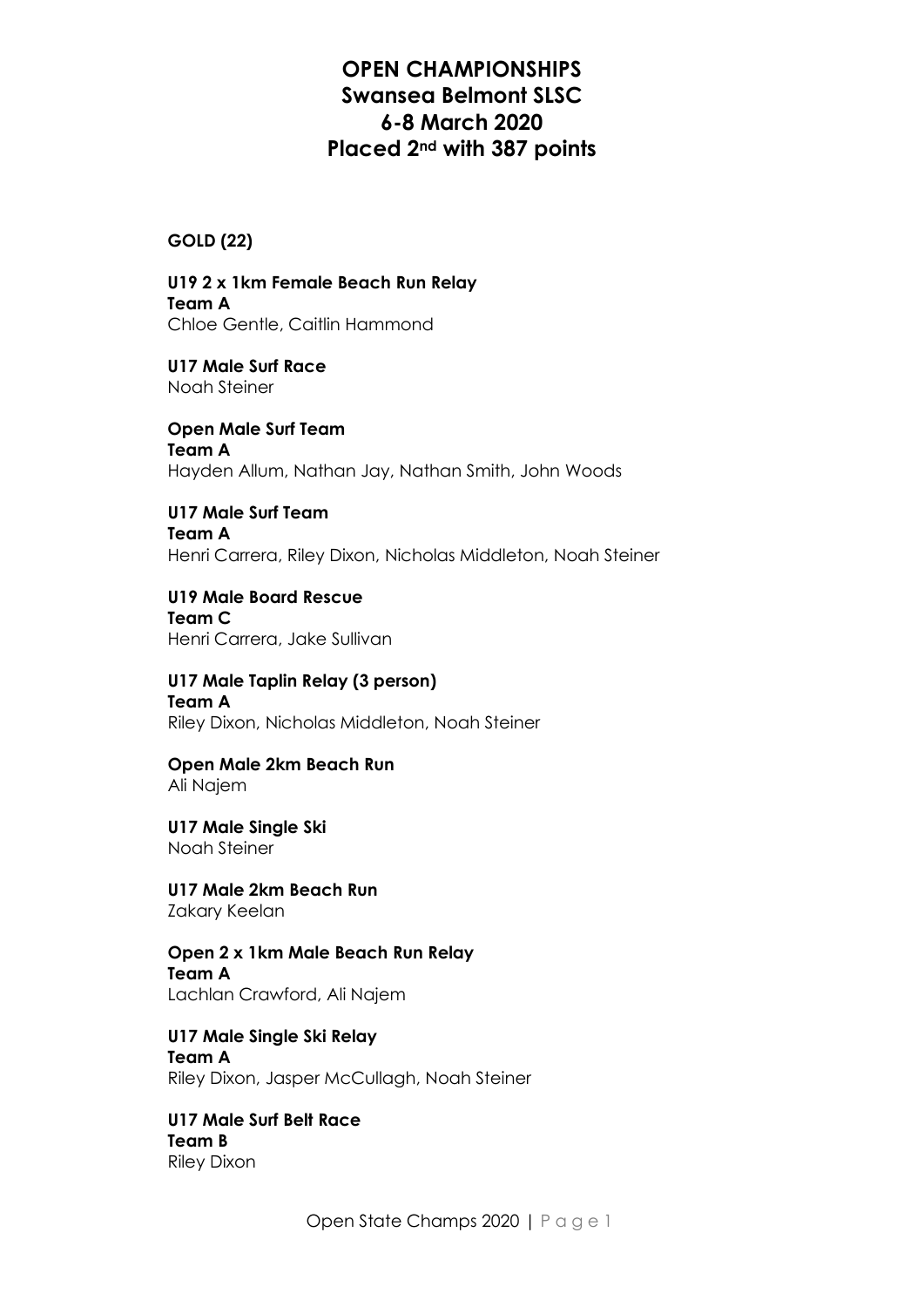# OPEN CHAMPIONSHIPS
# Swansea Belmont SLSC
# 6-8 March 2020
# Placed 2nd with 387 points

**GOLD (22)**

**U19 2 x 1km Female Beach Run Relay**
**Team A**
Chloe Gentle, Caitlin Hammond

**U17 Male Surf Race**
Noah Steiner

**Open Male Surf Team**
**Team A**
Hayden Allum, Nathan Jay, Nathan Smith, John Woods

**U17 Male Surf Team**
**Team A**
Henri Carrera, Riley Dixon, Nicholas Middleton, Noah Steiner

**U19 Male Board Rescue**
**Team C**
Henri Carrera, Jake Sullivan

**U17 Male Taplin Relay (3 person)**
**Team A**
Riley Dixon, Nicholas Middleton, Noah Steiner

**Open Male 2km Beach Run**
Ali Najem

**U17 Male Single Ski**
Noah Steiner

**U17 Male 2km Beach Run**
Zakary Keelan

**Open 2 x 1km Male Beach Run Relay**
**Team A**
Lachlan Crawford, Ali Najem

**U17 Male Single Ski Relay**
**Team A**
Riley Dixon, Jasper McCullagh, Noah Steiner

**U17 Male Surf Belt Race**
**Team B**
Riley Dixon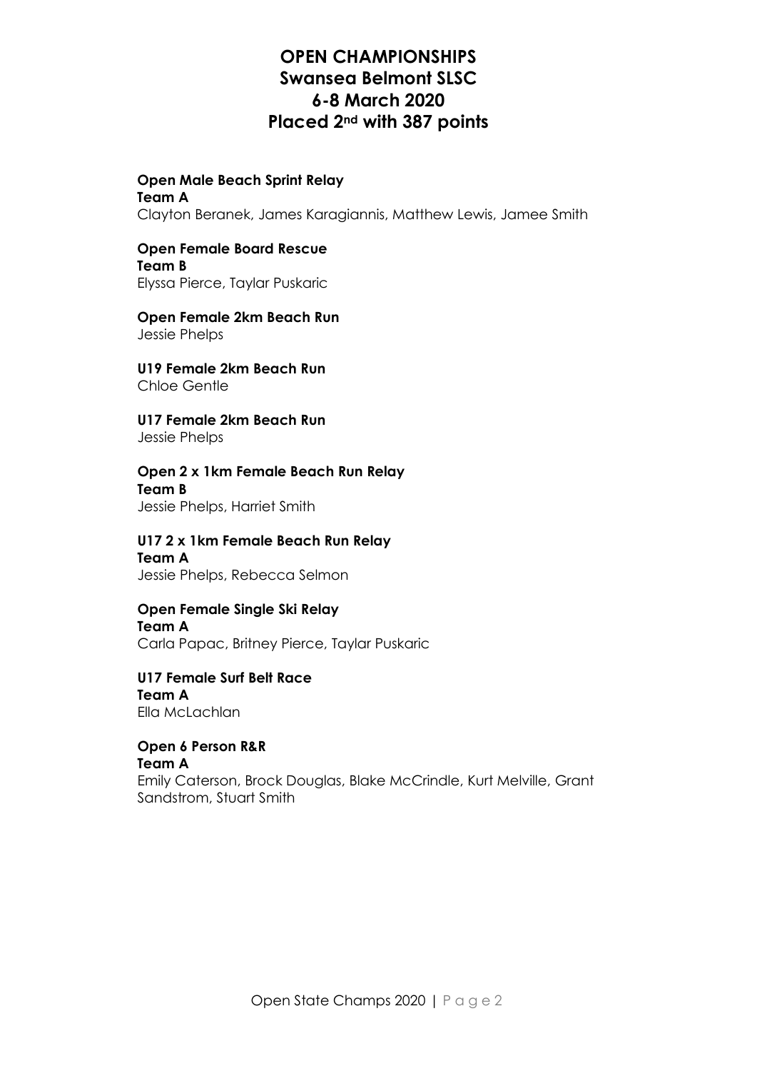# OPEN CHAMPIONSHIPS
# Swansea Belmont SLSC
# 6-8 March 2020
# Placed 2nd with 387 points

**Open Male Beach Sprint Relay**
**Team A**
Clayton Beranek, James Karagiannis, Matthew Lewis, Jamee Smith

**Open Female Board Rescue**
**Team B**
Elyssa Pierce, Taylar Puskaric

**Open Female 2km Beach Run**
Jessie Phelps

**U19 Female 2km Beach Run**
Chloe Gentle

**U17 Female 2km Beach Run**
Jessie Phelps

**Open 2 x 1km Female Beach Run Relay**
**Team B**
Jessie Phelps, Harriet Smith

**U17 2 x 1km Female Beach Run Relay**
**Team A**
Jessie Phelps, Rebecca Selmon

**Open Female Single Ski Relay**
**Team A**
Carla Papac, Britney Pierce, Taylar Puskaric

**U17 Female Surf Belt Race**
**Team A**
Ella McLachlan

**Open 6 Person R&R**
**Team A**
Emily Caterson, Brock Douglas, Blake McCrindle, Kurt Melville, Grant Sandstrom, Stuart Smith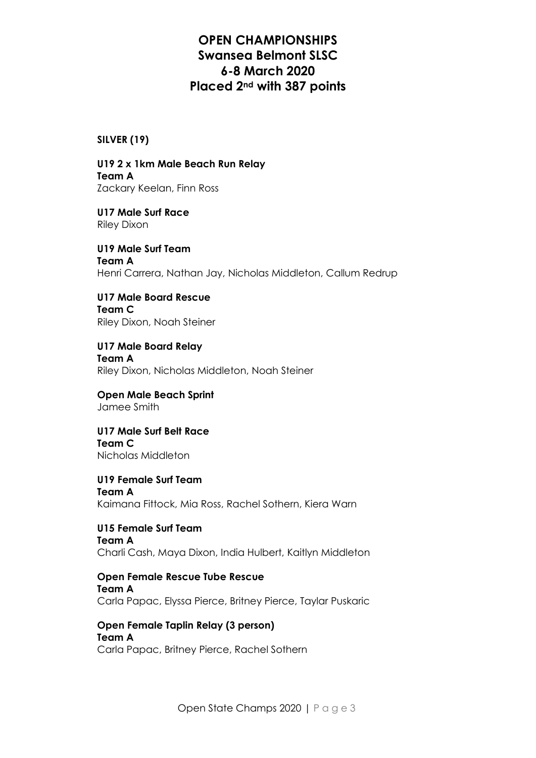# OPEN CHAMPIONSHIPS
# Swansea Belmont SLSC
# 6-8 March 2020
# Placed 2nd with 387 points

**SILVER (19)**

**U19 2 x 1km Male Beach Run Relay**
**Team A**
Zackary Keelan, Finn Ross

**U17 Male Surf Race**
Riley Dixon

**U19 Male Surf Team**
**Team A**
Henri Carrera, Nathan Jay, Nicholas Middleton, Callum Redrup

**U17 Male Board Rescue**
**Team C**
Riley Dixon, Noah Steiner

**U17 Male Board Relay**
**Team A**
Riley Dixon, Nicholas Middleton, Noah Steiner

**Open Male Beach Sprint**
Jamee Smith

**U17 Male Surf Belt Race**
**Team C**
Nicholas Middleton

**U19 Female Surf Team**
**Team A**
Kaimana Fittock, Mia Ross, Rachel Sothern, Kiera Warn

**U15 Female Surf Team**
**Team A**
Charli Cash, Maya Dixon, India Hulbert, Kaitlyn Middleton

**Open Female Rescue Tube Rescue**
**Team A**
Carla Papac, Elyssa Pierce, Britney Pierce, Taylar Puskaric

**Open Female Taplin Relay (3 person)**
**Team A**
Carla Papac, Britney Pierce, Rachel Sothern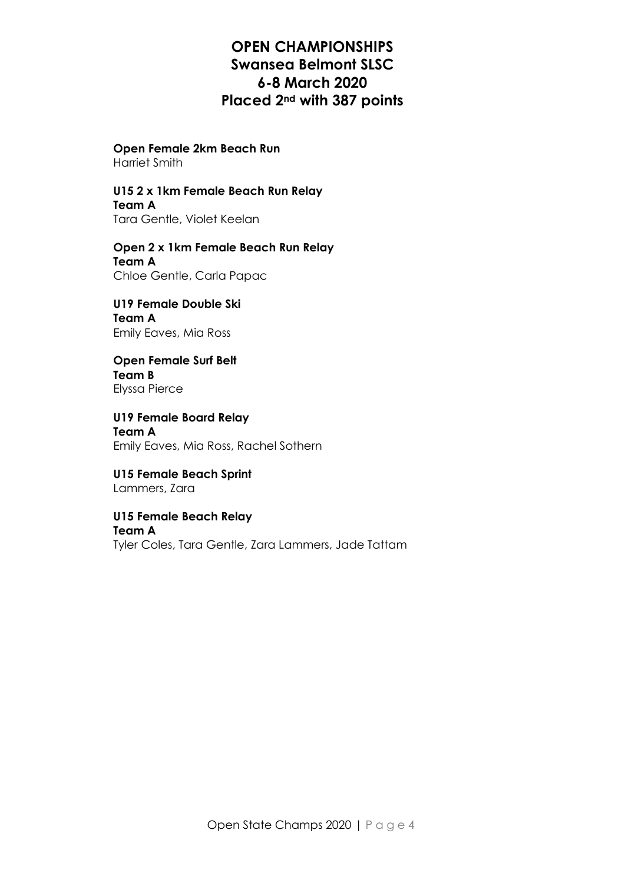# OPEN CHAMPIONSHIPS
## Swansea Belmont SLSC
## 6-8 March 2020
## Placed 2nd with 387 points

**Open Female 2km Beach Run**
Harriet Smith

**U15 2 x 1km Female Beach Run Relay**
**Team A**
Tara Gentle, Violet Keelan

**Open 2 x 1km Female Beach Run Relay**
**Team A**
Chloe Gentle, Carla Papac

**U19 Female Double Ski**
**Team A**
Emily Eaves, Mia Ross

**Open Female Surf Belt**
**Team B**
Elyssa Pierce

**U19 Female Board Relay**
**Team A**
Emily Eaves, Mia Ross, Rachel Sothern

**U15 Female Beach Sprint**
Lammers, Zara

**U15 Female Beach Relay**
**Team A**
Tyler Coles, Tara Gentle, Zara Lammers, Jade Tattam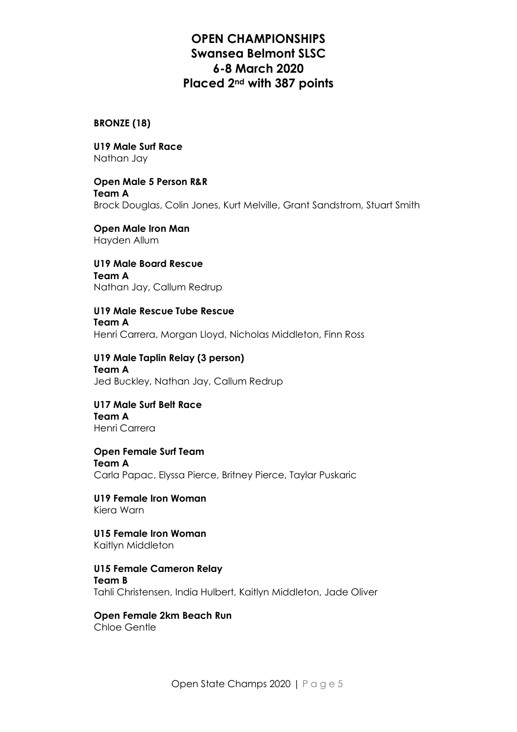# OPEN CHAMPIONSHIPS
# Swansea Belmont SLSC
# 6-8 March 2020
# Placed 2nd with 387 points

**BRONZE (18)**

**U19 Male Surf Race**
Nathan Jay

**Open Male 5 Person R&R**
**Team A**
Brock Douglas, Colin Jones, Kurt Melville, Grant Sandstrom, Stuart Smith

**Open Male Iron Man**
Hayden Allum

**U19 Male Board Rescue**
**Team A**
Nathan Jay, Callum Redrup

**U19 Male Rescue Tube Rescue**
**Team A**
Henri Carrera, Morgan Lloyd, Nicholas Middleton, Finn Ross

**U19 Male Taplin Relay (3 person)**
**Team A**
Jed Buckley, Nathan Jay, Callum Redrup

**U17 Male Surf Belt Race**
**Team A**
Henri Carrera

**Open Female Surf Team**
**Team A**
Carla Papac, Elyssa Pierce, Britney Pierce, Taylar Puskaric

**U19 Female Iron Woman**
Kiera Warn

**U15 Female Iron Woman**
Kaitlyn Middleton

**U15 Female Cameron Relay**
**Team B**
Tahli Christensen, India Hulbert, Kaitlyn Middleton, Jade Oliver

**Open Female 2km Beach Run**
Chloe Gentle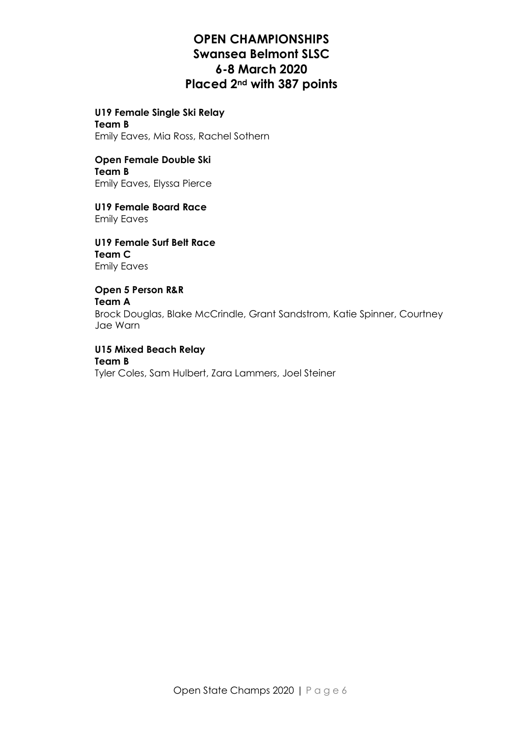# OPEN CHAMPIONSHIPS
# Swansea Belmont SLSC
# 6-8 March 2020
# Placed 2nd with 387 points

**U19 Female Single Ski Relay**
**Team B**
Emily Eaves, Mia Ross, Rachel Sothern

**Open Female Double Ski**
**Team B**
Emily Eaves, Elyssa Pierce

**U19 Female Board Race**
Emily Eaves

**U19 Female Surf Belt Race**
**Team C**
Emily Eaves

**Open 5 Person R&R**
**Team A**
Brock Douglas, Blake McCrindle, Grant Sandstrom, Katie Spinner, Courtney Jae Warn

**U15 Mixed Beach Relay**
**Team B**
Tyler Coles, Sam Hulbert, Zara Lammers, Joel Steiner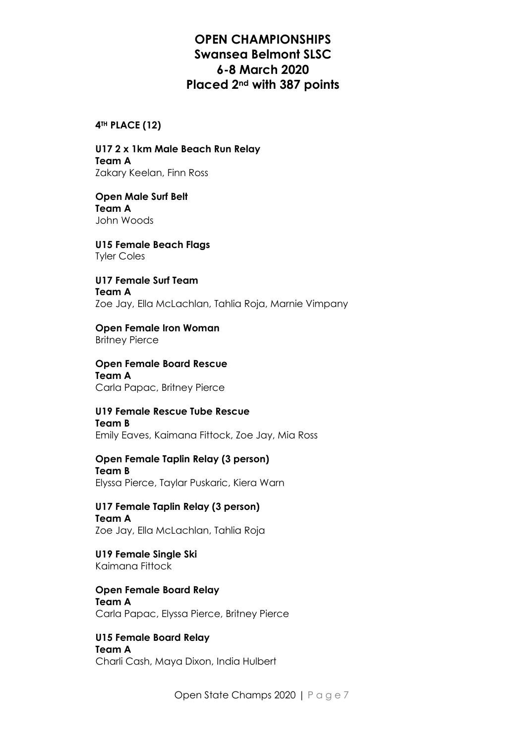# OPEN CHAMPIONSHIPS
# Swansea Belmont SLSC
# 6-8 March 2020
# Placed 2nd with 387 points

**4TH PLACE (12)**

**U17 2 x 1km Male Beach Run Relay**
**Team A**
Zakary Keelan, Finn Ross

**Open Male Surf Belt**
**Team A**
John Woods

**U15 Female Beach Flags**
Tyler Coles

**U17 Female Surf Team**
**Team A**
Zoe Jay, Ella McLachlan, Tahlia Roja, Marnie Vimpany

**Open Female Iron Woman**
Britney Pierce

**Open Female Board Rescue**
**Team A**
Carla Papac, Britney Pierce

**U19 Female Rescue Tube Rescue**
**Team B**
Emily Eaves, Kaimana Fittock, Zoe Jay, Mia Ross

**Open Female Taplin Relay (3 person)**
**Team B**
Elyssa Pierce, Taylar Puskaric, Kiera Warn

**U17 Female Taplin Relay (3 person)**
**Team A**
Zoe Jay, Ella McLachlan, Tahlia Roja

**U19 Female Single Ski**
Kaimana Fittock

**Open Female Board Relay**
**Team A**
Carla Papac, Elyssa Pierce, Britney Pierce

**U15 Female Board Relay**
**Team A**
Charli Cash, Maya Dixon, India Hulbert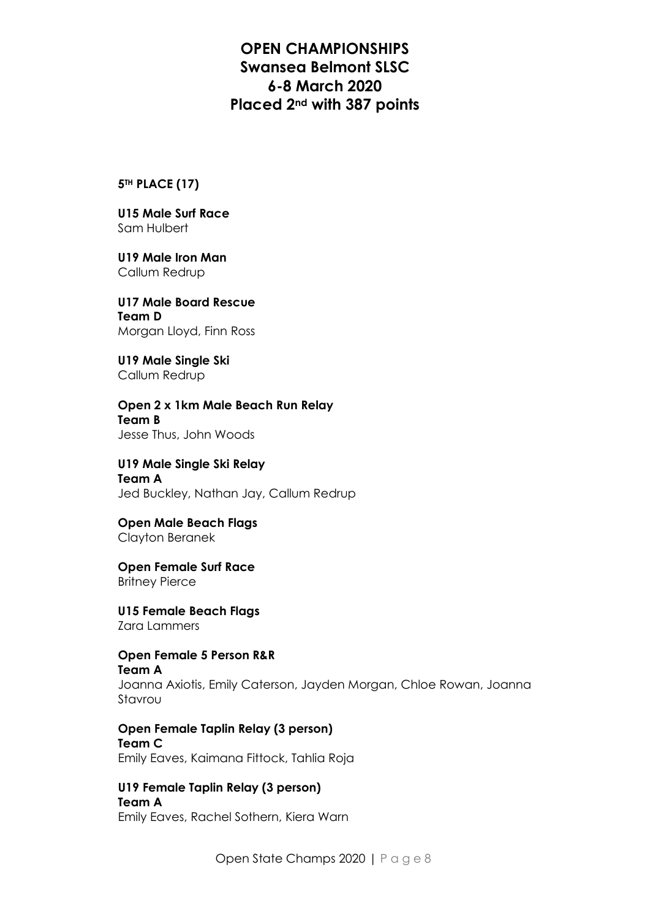# OPEN CHAMPIONSHIPS
# Swansea Belmont SLSC
# 6-8 March 2020
# Placed 2nd with 387 points

**5TH PLACE (17)**

**U15 Male Surf Race**
Sam Hulbert

**U19 Male Iron Man**
Callum Redrup

**U17 Male Board Rescue**
**Team D**
Morgan Lloyd, Finn Ross

**U19 Male Single Ski**
Callum Redrup

**Open 2 x 1km Male Beach Run Relay**
**Team B**
Jesse Thus, John Woods

**U19 Male Single Ski Relay**
**Team A**
Jed Buckley, Nathan Jay, Callum Redrup

**Open Male Beach Flags**
Clayton Beranek

**Open Female Surf Race**
Britney Pierce

**U15 Female Beach Flags**
Zara Lammers

**Open Female 5 Person R&R**
**Team A**
Joanna Axiotis, Emily Caterson, Jayden Morgan, Chloe Rowan, Joanna Stavrou

**Open Female Taplin Relay (3 person)**
**Team C**
Emily Eaves, Kaimana Fittock, Tahlia Roja

**U19 Female Taplin Relay (3 person)**
**Team A**
Emily Eaves, Rachel Sothern, Kiera Warn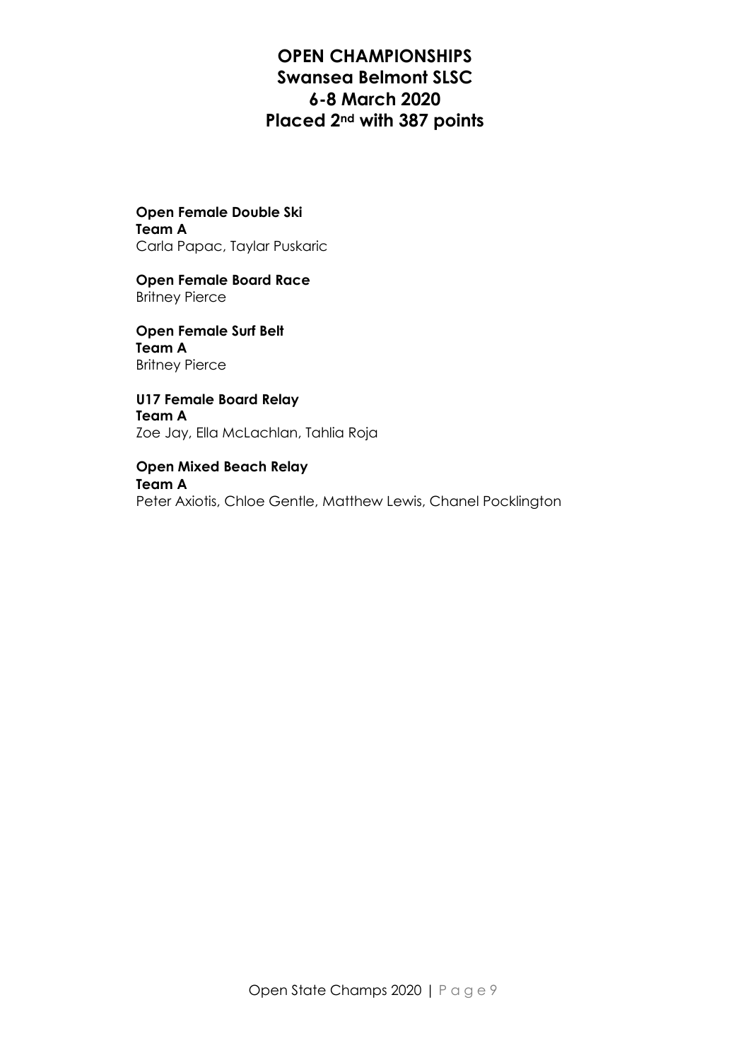# OPEN CHAMPIONSHIPS
# Swansea Belmont SLSC
# 6-8 March 2020
# Placed 2nd with 387 points

**Open Female Double Ski**
**Team A**
Carla Papac, Taylar Puskaric

**Open Female Board Race**
Britney Pierce

**Open Female Surf Belt**
**Team A**
Britney Pierce

**U17 Female Board Relay**
**Team A**
Zoe Jay, Ella McLachlan, Tahlia Roja

**Open Mixed Beach Relay**
**Team A**
Peter Axiotis, Chloe Gentle, Matthew Lewis, Chanel Pocklington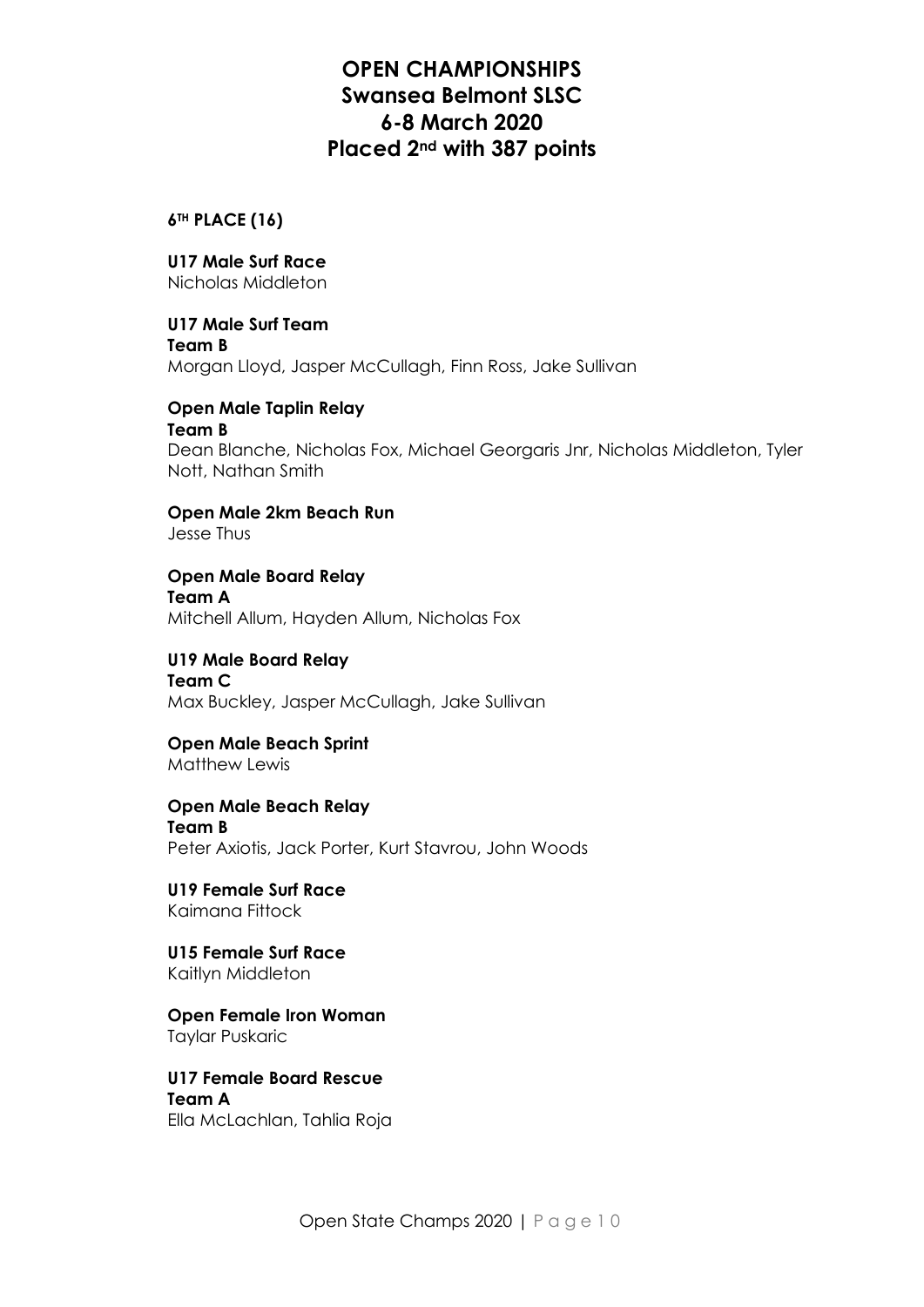# OPEN CHAMPIONSHIPS
# Swansea Belmont SLSC
# 6-8 March 2020
# Placed 2nd with 387 points

**6TH PLACE (16)**

**U17 Male Surf Race**
Nicholas Middleton

**U17 Male Surf Team**
**Team B**
Morgan Lloyd, Jasper McCullagh, Finn Ross, Jake Sullivan

**Open Male Taplin Relay**
**Team B**
Dean Blanche, Nicholas Fox, Michael Georgaris Jnr, Nicholas Middleton, Tyler Nott, Nathan Smith

**Open Male 2km Beach Run**
Jesse Thus

**Open Male Board Relay**
**Team A**
Mitchell Allum, Hayden Allum, Nicholas Fox

**U19 Male Board Relay**
**Team C**
Max Buckley, Jasper McCullagh, Jake Sullivan

**Open Male Beach Sprint**
Matthew Lewis

**Open Male Beach Relay**
**Team B**
Peter Axiotis, Jack Porter, Kurt Stavrou, John Woods

**U19 Female Surf Race**
Kaimana Fittock

**U15 Female Surf Race**
Kaitlyn Middleton

**Open Female Iron Woman**
Taylar Puskaric

**U17 Female Board Rescue**
**Team A**
Ella McLachlan, Tahlia Roja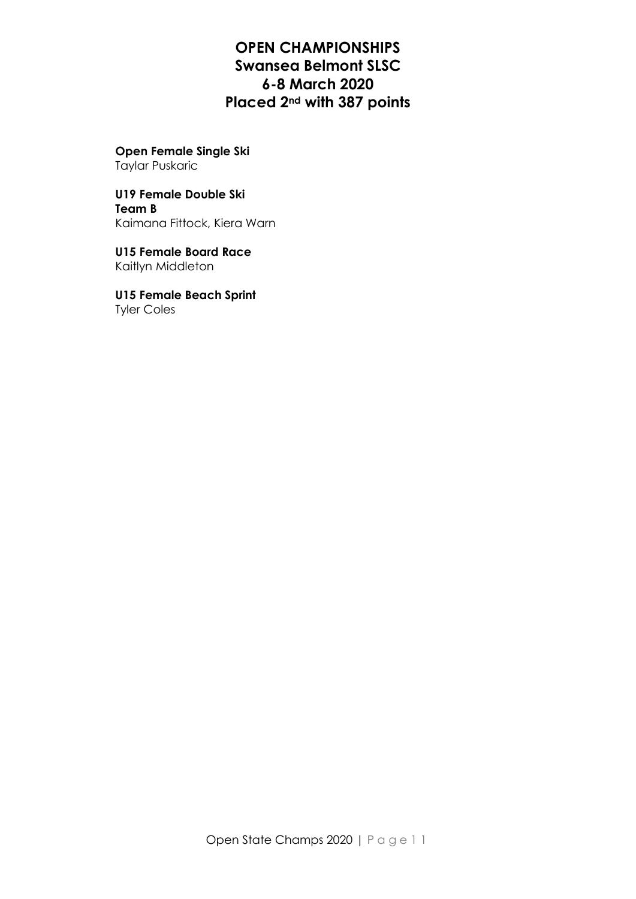# OPEN CHAMPIONSHIPS
## Swansea Belmont SLSC
## 6-8 March 2020
## Placed 2nd with 387 points

**Open Female Single Ski**
Taylar Puskaric

**U19 Female Double Ski**
**Team B**
Kaimana Fittock, Kiera Warn

**U15 Female Board Race**
Kaitlyn Middleton

**U15 Female Beach Sprint**
Tyler Coles